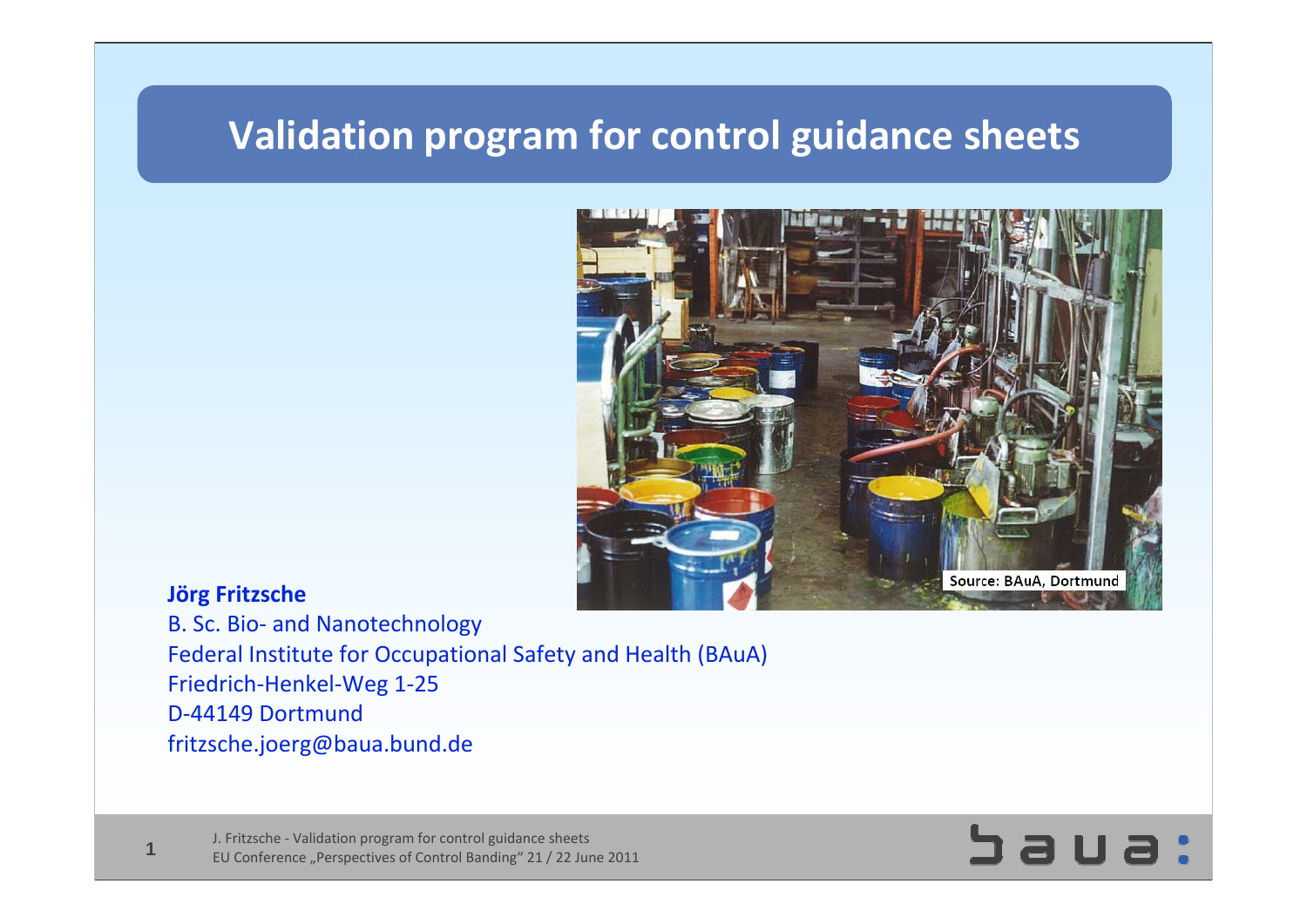# Validation program for control guidance sheets

Source: BAuA, Dortmund

**Jörg Fritzsche**

B. Sc. Bio- and Nanotechnology

Federal Institute for Occupational Safety and Health (BAuA)

Friedrich-Henkel-Weg 1-25

D-44149 Dortmund

fritzsche.joerg@baua.bund.de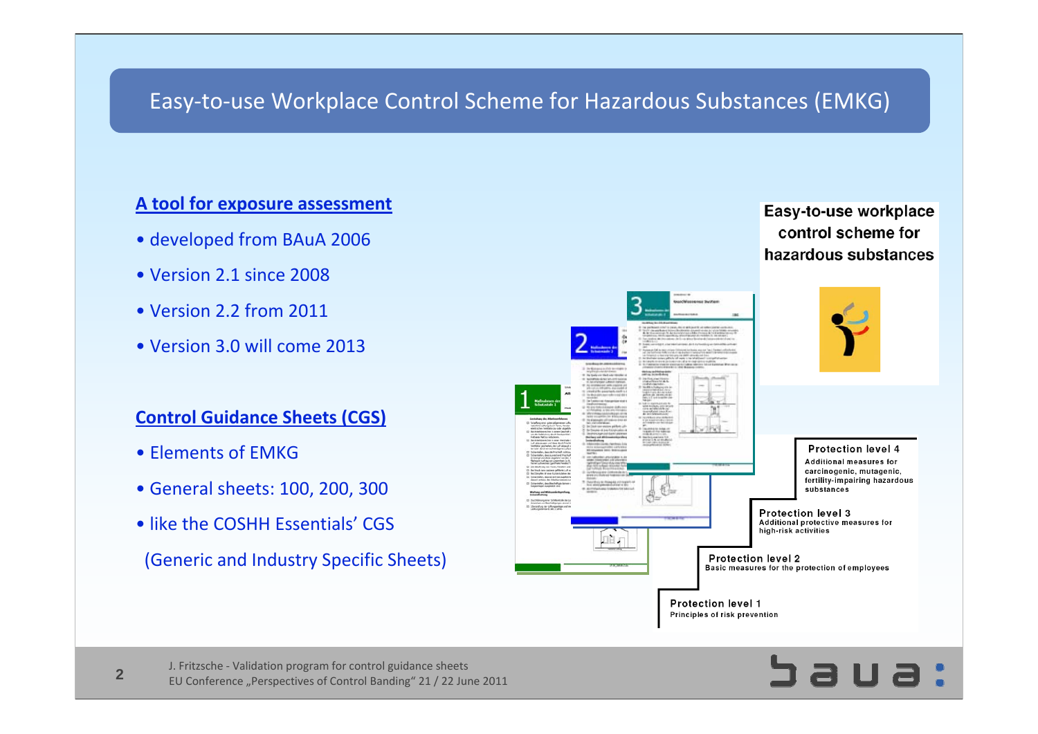# Easy-to-use Workplace Control Scheme for Hazardous Substances (EMKG)

## A tool for exposure assessment

- developed from BAuA 2006
- Version 2.1 since 2008
- Version 2.2 from 2011
- Version 3.0 will come 2013

## Control Guidance Sheets (CGS)

- Elements of EMKG
- General sheets: 100, 200, 300
- like the COSHH Essentials' CGS

(Generic and Industry Specific Sheets)

Easy-to-use workplace control scheme for hazardous substances

Protection level 4
Additional measures for carcinogenic, mutagenic, fertility-impairing hazardous substances

Protection level 3
Additional protective measures for high-risk activities

Protection level 2
Basic measures for the protection of employees

Protection level 1
Principles of risk prevention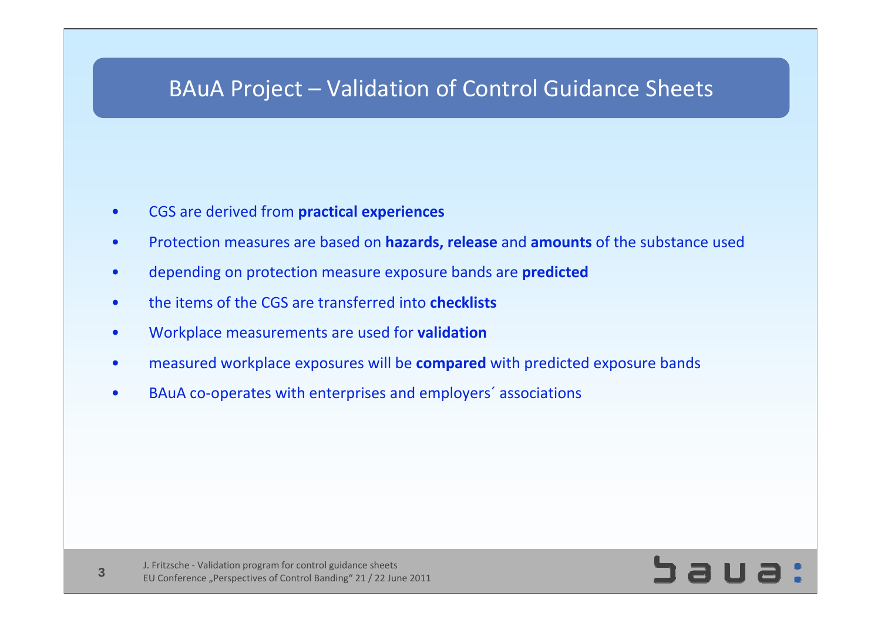# BAuA Project – Validation of Control Guidance Sheets

- CGS are derived from **practical experiences**
- Protection measures are based on **hazards, release** and **amounts** of the substance used
- depending on protection measure exposure bands are **predicted**
- the items of the CGS are transferred into **checklists**
- Workplace measurements are used for **validation**
- measured workplace exposures will be **compared** with predicted exposure bands
- BAuA co-operates with enterprises and employers´ associations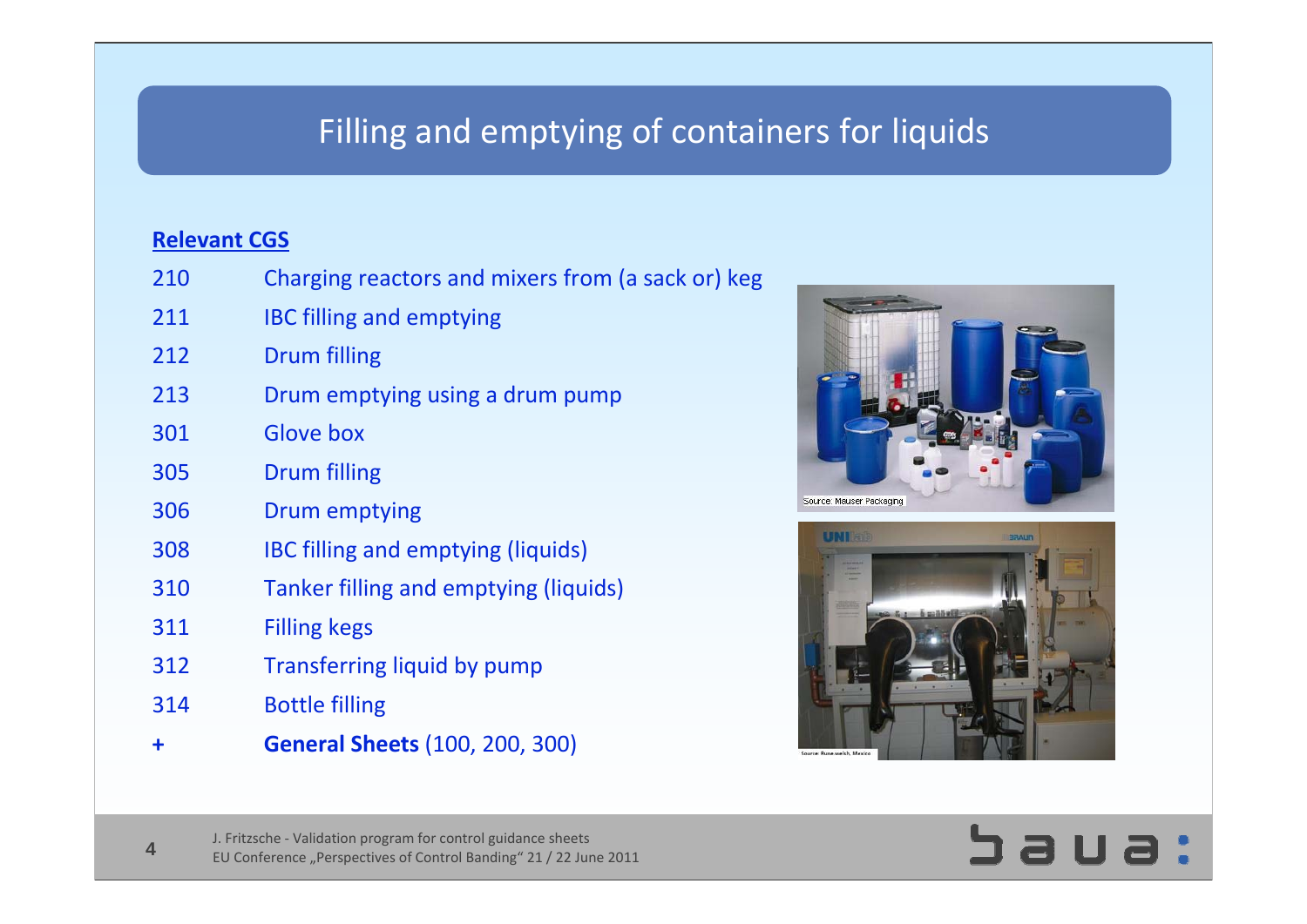# Filling and emptying of containers for liquids

**Relevant CGS**

| | |
|---|---|
| 210 | Charging reactors and mixers from (a sack or) keg |
| 211 | IBC filling and emptying |
| 212 | Drum filling |
| 213 | Drum emptying using a drum pump |
| 301 | Glove box |
| 305 | Drum filling |
| 306 | Drum emptying |
| 308 | IBC filling and emptying (liquids) |
| 310 | Tanker filling and emptying (liquids) |
| 311 | Filling kegs |
| 312 | Transferring liquid by pump |
| 314 | Bottle filling |
| + | **General Sheets** (100, 200, 300) |

Source: Mauser Packaging

Source: Ruse-welch, Mexico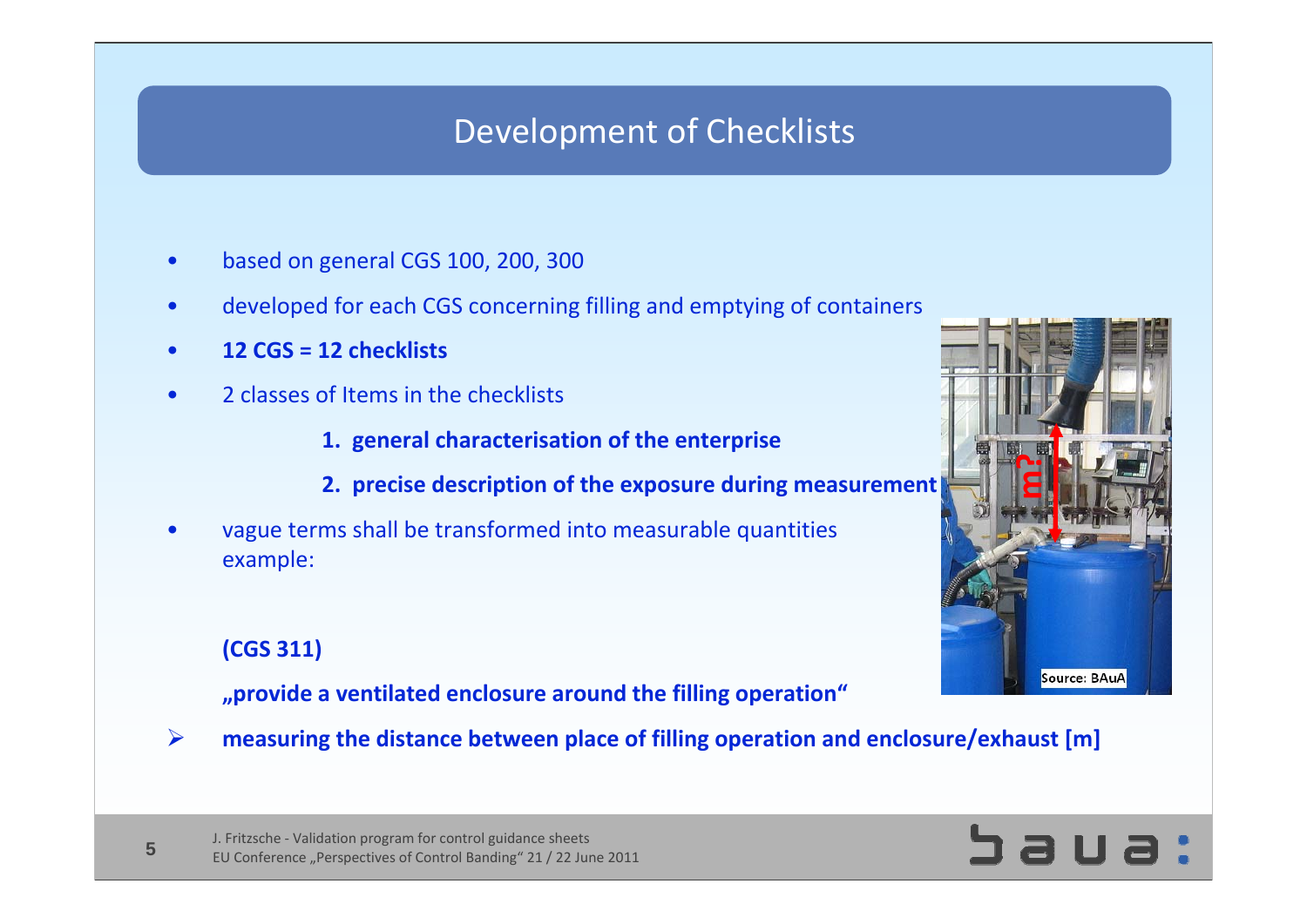# Development of Checklists

- based on general CGS 100, 200, 300
- developed for each CGS concerning filling and emptying of containers
- **12 CGS = 12 checklists**
- 2 classes of Items in the checklists
  1. **general characterisation of the enterprise**
  2. **precise description of the exposure during measurement**
- vague terms shall be transformed into measurable quantities example:

**(CGS 311)**

**„provide a ventilated enclosure around the filling operation"**

- ➢ **measuring the distance between place of filling operation and enclosure/exhaust [m]**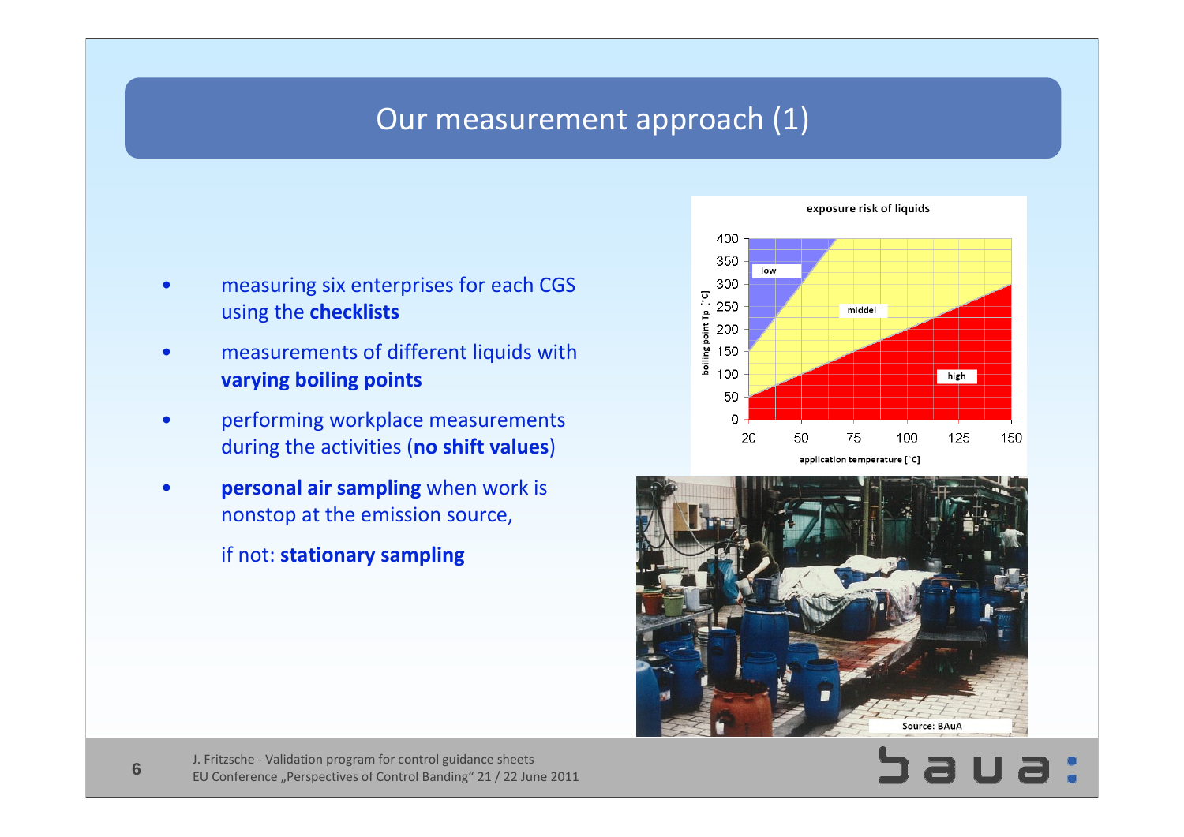# Our measurement approach (1)

- measuring six enterprises for each CGS using the **checklists**
- measurements of different liquids with **varying boiling points**
- performing workplace measurements during the activities (**no shift values**)
- **personal air sampling** when work is nonstop at the emission source,

  if not: **stationary sampling**

exposure risk of liquids

low

middel

high

boiling point Tb [°C]

400
350
300
250
200
150
100
50
0

20 50 75 100 125 150

application temperature [°C]

Source: BAuA

J. Fritzsche - Validation program for control guidance sheets
EU Conference „Perspectives of Control Banding" 21 / 22 June 2011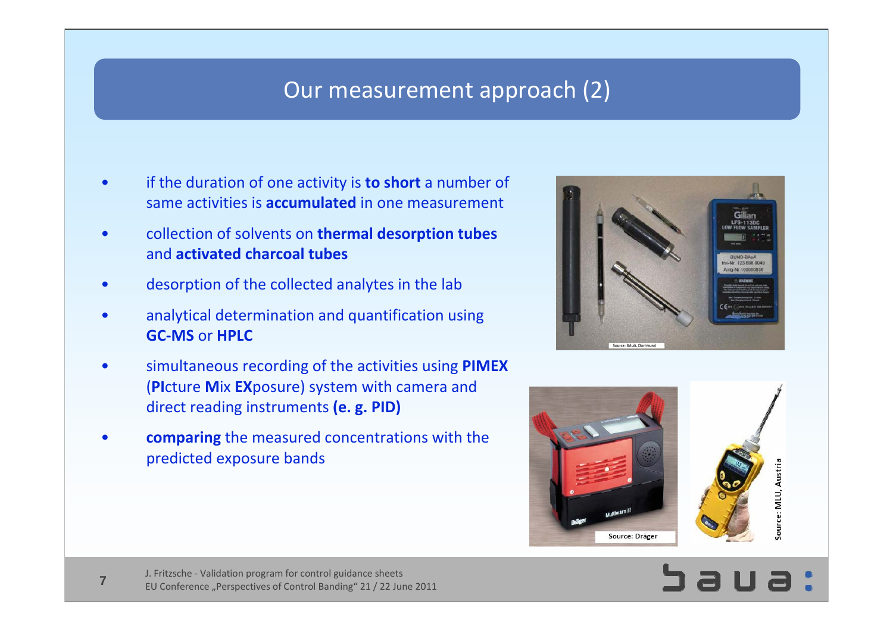# Our measurement approach (2)

- if the duration of one activity is **to short** a number of same activities is **accumulated** in one measurement
- collection of solvents on **thermal desorption tubes** and **activated charcoal tubes**
- desorption of the collected analytes in the lab
- analytical determination and quantification using **GC-MS** or **HPLC**
- simultaneous recording of the activities using **PIMEX** (**PI**cture **M**ix **EX**posure) system with camera and direct reading instruments **(e. g. PID)**
- **comparing** the measured concentrations with the predicted exposure bands

Source: BAuA, Dortmund

Source: Dräger

Source: MLU, Austria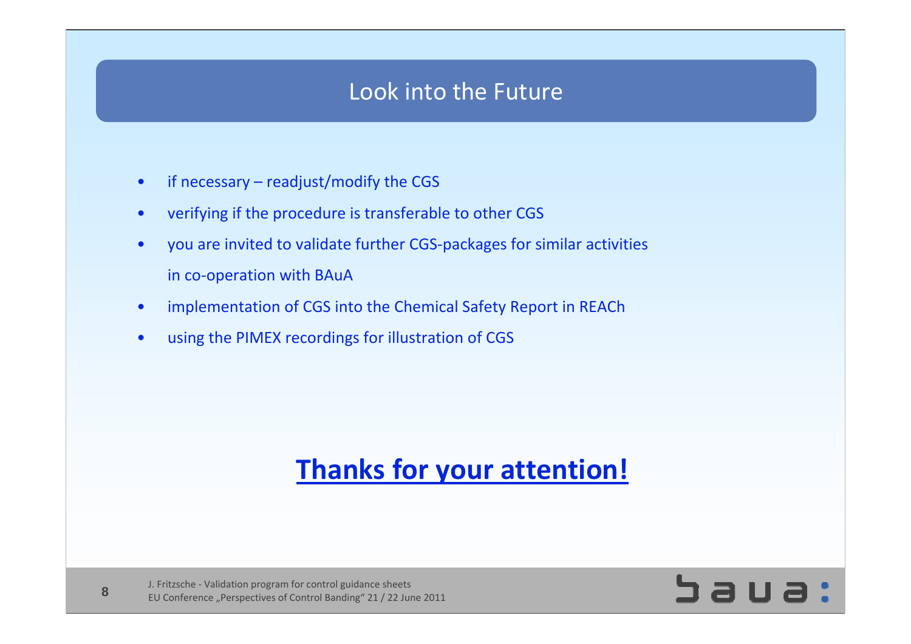## Look into the Future

- if necessary – readjust/modify the CGS
- verifying if the procedure is transferable to other CGS
- you are invited to validate further CGS-packages for similar activities in co-operation with BAuA
- implementation of CGS into the Chemical Safety Report in REACh
- using the PIMEX recordings for illustration of CGS

**Thanks for your attention!**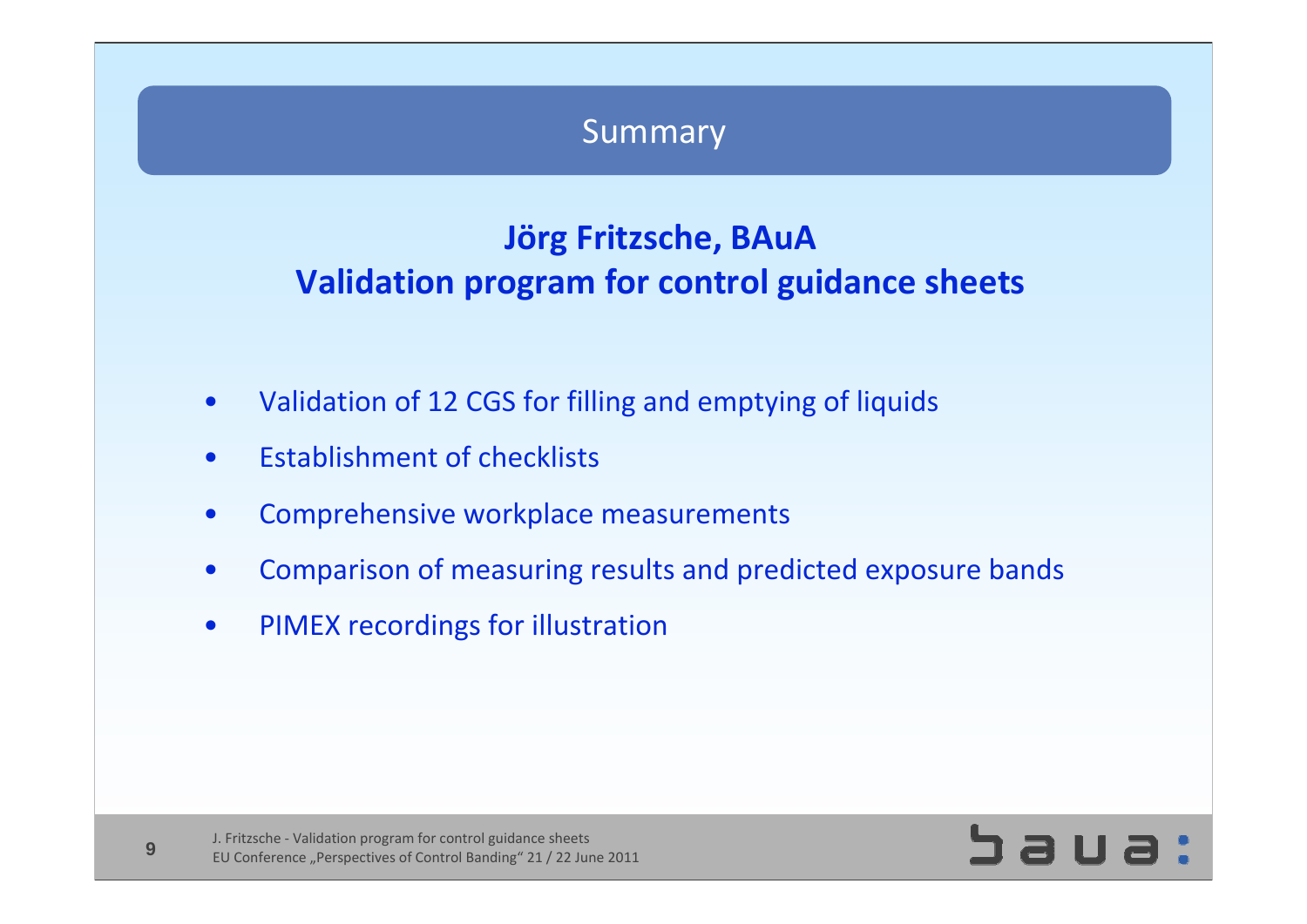# Summary

**Jörg Fritzsche, BAuA**
**Validation program for control guidance sheets**

- Validation of 12 CGS for filling and emptying of liquids
- Establishment of checklists
- Comprehensive workplace measurements
- Comparison of measuring results and predicted exposure bands
- PIMEX recordings for illustration